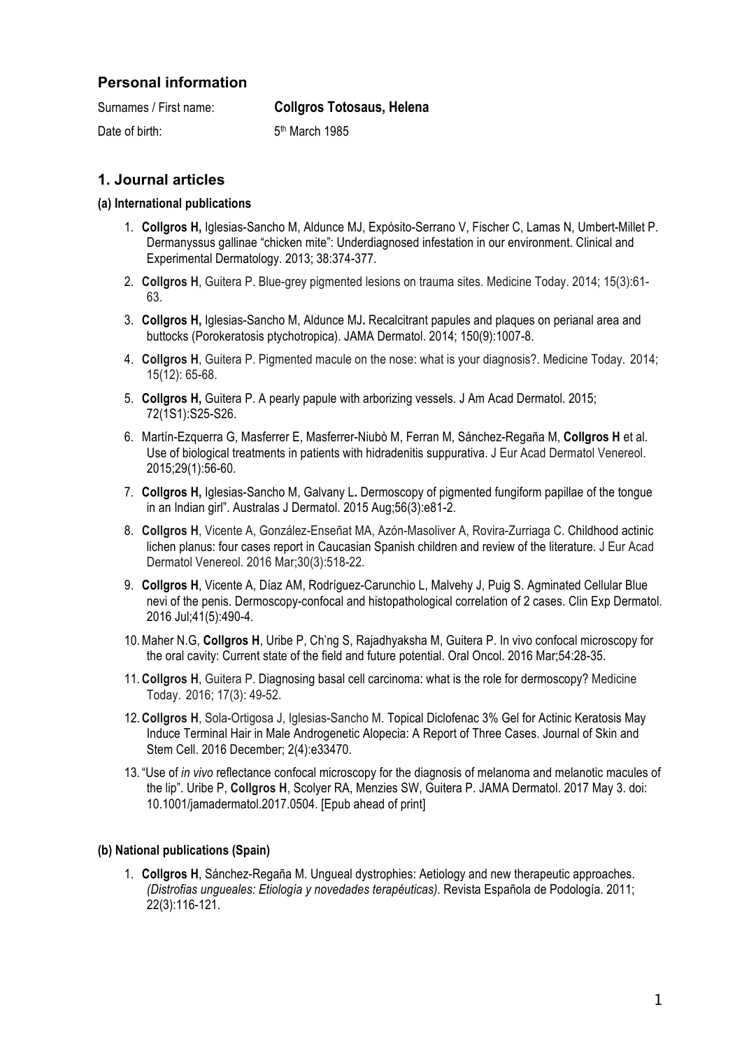## Personal information

Surnames / First name: **Collgros Totosaus, Helena**

Date of birth: 5th March 1985

## 1. Journal articles

#### (a) International publications

1. **Collgros H,** Iglesias-Sancho M, Aldunce MJ, Expósito-Serrano V, Fischer C, Lamas N, Umbert-Millet P. Dermanyssus gallinae “chicken mite”: Underdiagnosed infestation in our environment. Clinical and Experimental Dermatology. 2013; 38:374-377.
2. **Collgros H**, Guitera P. Blue-grey pigmented lesions on trauma sites. Medicine Today. 2014; 15(3):61-63.
3. **Collgros H,** Iglesias-Sancho M, Aldunce MJ**.** Recalcitrant papules and plaques on perianal area and buttocks (Porokeratosis ptychotropica). JAMA Dermatol. 2014; 150(9):1007-8.
4. **Collgros H**, Guitera P. Pigmented macule on the nose: what is your diagnosis?. Medicine Today. 2014; 15(12): 65-68.
5. **Collgros H,** Guitera P. A pearly papule with arborizing vessels. J Am Acad Dermatol. 2015; 72(1S1):S25-S26.
6. Martín-Ezquerra G, Masferrer E, Masferrer-Niubò M, Ferran M, Sánchez-Regaña M, **Collgros H** et al. Use of biological treatments in patients with hidradenitis suppurativa. J Eur Acad Dermatol Venereol. 2015;29(1):56-60.
7. **Collgros H,** Iglesias-Sancho M, Galvany L**.** Dermoscopy of pigmented fungiform papillae of the tongue in an Indian girl”. Australas J Dermatol. 2015 Aug;56(3):e81-2.
8. **Collgros H**, Vicente A, González-Enseñat MA, Azón-Masoliver A, Rovira-Zurriaga C. Childhood actinic lichen planus: four cases report in Caucasian Spanish children and review of the literature. J Eur Acad Dermatol Venereol. 2016 Mar;30(3):518-22.
9. **Collgros H**, Vicente A, Díaz AM, Rodríguez-Carunchio L, Malvehy J, Puig S. Agminated Cellular Blue nevi of the penis. Dermoscopy-confocal and histopathological correlation of 2 cases. Clin Exp Dermatol. 2016 Jul;41(5):490-4.
10. Maher N.G, **Collgros H**, Uribe P, Ch’ng S, Rajadhyaksha M, Guitera P. In vivo confocal microscopy for the oral cavity: Current state of the field and future potential. Oral Oncol. 2016 Mar;54:28-35.
11. **Collgros H**, Guitera P. Diagnosing basal cell carcinoma: what is the role for dermoscopy? Medicine Today. 2016; 17(3): 49-52.
12. **Collgros H**, Sola-Ortigosa J, Iglesias-Sancho M. Topical Diclofenac 3% Gel for Actinic Keratosis May Induce Terminal Hair in Male Androgenetic Alopecia: A Report of Three Cases. Journal of Skin and Stem Cell. 2016 December; 2(4):e33470.
13. “Use of *in vivo* reflectance confocal microscopy for the diagnosis of melanoma and melanotic macules of the lip”. Uribe P, **Collgros H**, Scolyer RA, Menzies SW, Guitera P. JAMA Dermatol. 2017 May 3. doi: 10.1001/jamadermatol.2017.0504. [Epub ahead of print]

#### (b) National publications (Spain)

1. **Collgros H**, Sánchez-Regaña M. Ungueal dystrophies: Aetiology and new therapeutic approaches. *(Distrofias ungueales: Etiología y novedades terapéuticas)*. Revista Española de Podología. 2011; 22(3):116-121.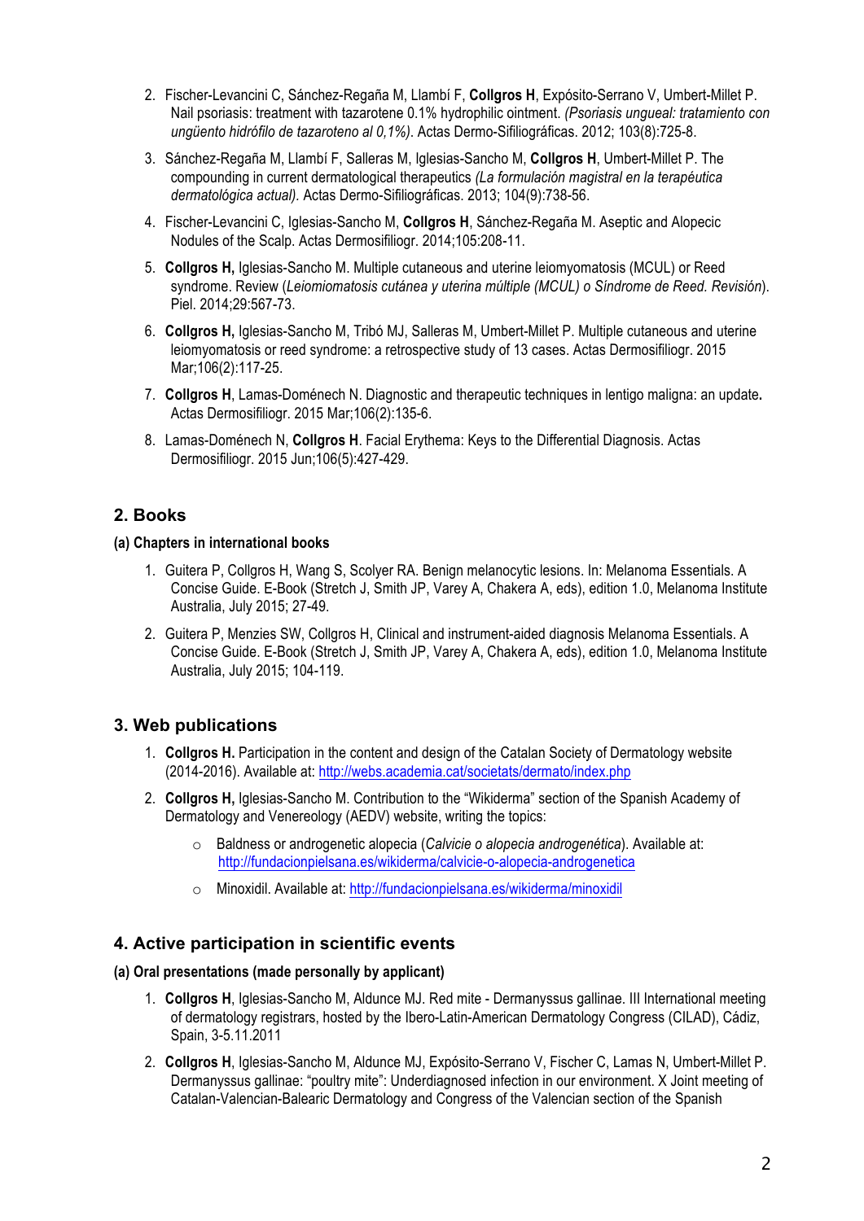2. Fischer-Levancini C, Sánchez-Regaña M, Llambí F, **Collgros H**, Expósito-Serrano V, Umbert-Millet P. Nail psoriasis: treatment with tazarotene 0.1% hydrophilic ointment. *(Psoriasis ungueal: tratamiento con ungüento hidrófilo de tazaroteno al 0,1%).* Actas Dermo-Sifiliográficas. 2012; 103(8):725-8.
3. Sánchez-Regaña M, Llambí F, Salleras M, Iglesias-Sancho M, **Collgros H**, Umbert-Millet P. The compounding in current dermatological therapeutics *(La formulación magistral en la terapéutica dermatológica actual).* Actas Dermo-Sifiliográficas. 2013; 104(9):738-56.
4. Fischer-Levancini C, Iglesias-Sancho M, **Collgros H**, Sánchez-Regaña M. Aseptic and Alopecic Nodules of the Scalp. Actas Dermosifiliogr. 2014;105:208-11.
5. **Collgros H,** Iglesias-Sancho M. Multiple cutaneous and uterine leiomyomatosis (MCUL) or Reed syndrome. Review (*Leiomiomatosis cutánea y uterina múltiple (MCUL) o Síndrome de Reed. Revisión*). Piel. 2014;29:567-73.
6. **Collgros H,** Iglesias-Sancho M, Tribó MJ, Salleras M, Umbert-Millet P. Multiple cutaneous and uterine leiomyomatosis or reed syndrome: a retrospective study of 13 cases. Actas Dermosifiliogr. 2015 Mar;106(2):117-25.
7. **Collgros H**, Lamas-Doménech N. Diagnostic and therapeutic techniques in lentigo maligna: an update**.** Actas Dermosifiliogr. 2015 Mar;106(2):135-6.
8. Lamas-Doménech N, **Collgros H**. Facial Erythema: Keys to the Differential Diagnosis. Actas Dermosifiliogr. 2015 Jun;106(5):427-429.

## 2. Books

#### (a) Chapters in international books

1. Guitera P, Collgros H, Wang S, Scolyer RA. Benign melanocytic lesions. In: Melanoma Essentials. A Concise Guide. E-Book (Stretch J, Smith JP, Varey A, Chakera A, eds), edition 1.0, Melanoma Institute Australia, July 2015; 27-49.
2. Guitera P, Menzies SW, Collgros H, Clinical and instrument-aided diagnosis Melanoma Essentials. A Concise Guide. E-Book (Stretch J, Smith JP, Varey A, Chakera A, eds), edition 1.0, Melanoma Institute Australia, July 2015; 104-119.

## 3. Web publications

1. **Collgros H.** Participation in the content and design of the Catalan Society of Dermatology website (2014-2016). Available at: http://webs.academia.cat/societats/dermato/index.php
2. **Collgros H,** Iglesias-Sancho M. Contribution to the "Wikiderma" section of the Spanish Academy of Dermatology and Venereology (AEDV) website, writing the topics:
   - Baldness or androgenetic alopecia (*Calvicie o alopecia androgenética*). Available at: http://fundacionpielsana.es/wikiderma/calvicie-o-alopecia-androgenetica
   - Minoxidil. Available at: http://fundacionpielsana.es/wikiderma/minoxidil

## 4. Active participation in scientific events

#### (a) Oral presentations (made personally by applicant)

1. **Collgros H**, Iglesias-Sancho M, Aldunce MJ. Red mite - Dermanyssus gallinae. III International meeting of dermatology registrars, hosted by the Ibero-Latin-American Dermatology Congress (CILAD), Cádiz, Spain, 3-5.11.2011
2. **Collgros H**, Iglesias-Sancho M, Aldunce MJ, Expósito-Serrano V, Fischer C, Lamas N, Umbert-Millet P. Dermanyssus gallinae: "poultry mite": Underdiagnosed infection in our environment. X Joint meeting of Catalan-Valencian-Balearic Dermatology and Congress of the Valencian section of the Spanish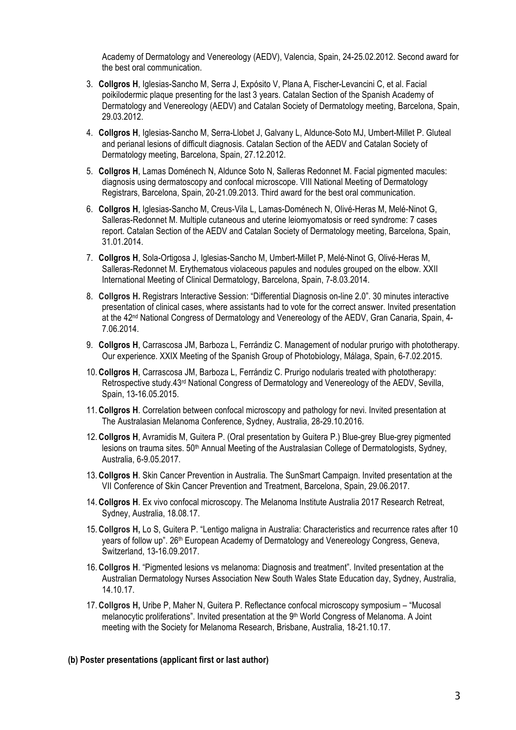Academy of Dermatology and Venereology (AEDV), Valencia, Spain, 24-25.02.2012. Second award for the best oral communication.

3. **Collgros H**, Iglesias-Sancho M, Serra J, Expósito V, Plana A, Fischer-Levancini C, et al. Facial poikilodermic plaque presenting for the last 3 years. Catalan Section of the Spanish Academy of Dermatology and Venereology (AEDV) and Catalan Society of Dermatology meeting, Barcelona, Spain, 29.03.2012.
4. **Collgros H**, Iglesias-Sancho M, Serra-Llobet J, Galvany L, Aldunce-Soto MJ, Umbert-Millet P. Gluteal and perianal lesions of difficult diagnosis. Catalan Section of the AEDV and Catalan Society of Dermatology meeting, Barcelona, Spain, 27.12.2012.
5. **Collgros H**, Lamas Doménech N, Aldunce Soto N, Salleras Redonnet M. Facial pigmented macules: diagnosis using dermatoscopy and confocal microscope. VIII National Meeting of Dermatology Registrars, Barcelona, Spain, 20-21.09.2013. Third award for the best oral communication.
6. **Collgros H**, Iglesias-Sancho M, Creus-Vila L, Lamas-Doménech N, Olivé-Heras M, Melé-Ninot G, Salleras-Redonnet M. Multiple cutaneous and uterine leiomyomatosis or reed syndrome: 7 cases report. Catalan Section of the AEDV and Catalan Society of Dermatology meeting, Barcelona, Spain, 31.01.2014.
7. **Collgros H**, Sola-Ortigosa J, Iglesias-Sancho M, Umbert-Millet P, Melé-Ninot G, Olivé-Heras M, Salleras-Redonnet M. Erythematous violaceous papules and nodules grouped on the elbow. XXII International Meeting of Clinical Dermatology, Barcelona, Spain, 7-8.03.2014.
8. **Collgros H.** Registrars Interactive Session: "Differential Diagnosis on-line 2.0". 30 minutes interactive presentation of clinical cases, where assistants had to vote for the correct answer. Invited presentation at the 42nd National Congress of Dermatology and Venereology of the AEDV, Gran Canaria, Spain, 4-7.06.2014.
9. **Collgros H**, Carrascosa JM, Barboza L, Ferrándiz C. Management of nodular prurigo with phototherapy. Our experience. XXIX Meeting of the Spanish Group of Photobiology, Málaga, Spain, 6-7.02.2015.
10. **Collgros H**, Carrascosa JM, Barboza L, Ferrándiz C. Prurigo nodularis treated with phototherapy: Retrospective study.43rd National Congress of Dermatology and Venereology of the AEDV, Sevilla, Spain, 13-16.05.2015.
11. **Collgros H**. Correlation between confocal microscopy and pathology for nevi. Invited presentation at The Australasian Melanoma Conference, Sydney, Australia, 28-29.10.2016.
12. **Collgros H**, Avramidis M, Guitera P. (Oral presentation by Guitera P.) Blue-grey Blue-grey pigmented lesions on trauma sites. 50th Annual Meeting of the Australasian College of Dermatologists, Sydney, Australia, 6-9.05.2017.
13. **Collgros H**. Skin Cancer Prevention in Australia. The SunSmart Campaign. Invited presentation at the VII Conference of Skin Cancer Prevention and Treatment, Barcelona, Spain, 29.06.2017.
14. **Collgros H**. Ex vivo confocal microscopy. The Melanoma Institute Australia 2017 Research Retreat, Sydney, Australia, 18.08.17.
15. **Collgros H,** Lo S, Guitera P. "Lentigo maligna in Australia: Characteristics and recurrence rates after 10 years of follow up". 26th European Academy of Dermatology and Venereology Congress, Geneva, Switzerland, 13-16.09.2017.
16. **Collgros H**. "Pigmented lesions vs melanoma: Diagnosis and treatment". Invited presentation at the Australian Dermatology Nurses Association New South Wales State Education day, Sydney, Australia, 14.10.17.
17. **Collgros H,** Uribe P, Maher N, Guitera P. Reflectance confocal microscopy symposium – "Mucosal melanocytic proliferations". Invited presentation at the 9th World Congress of Melanoma. A Joint meeting with the Society for Melanoma Research, Brisbane, Australia, 18-21.10.17.

**(b) Poster presentations (applicant first or last author)**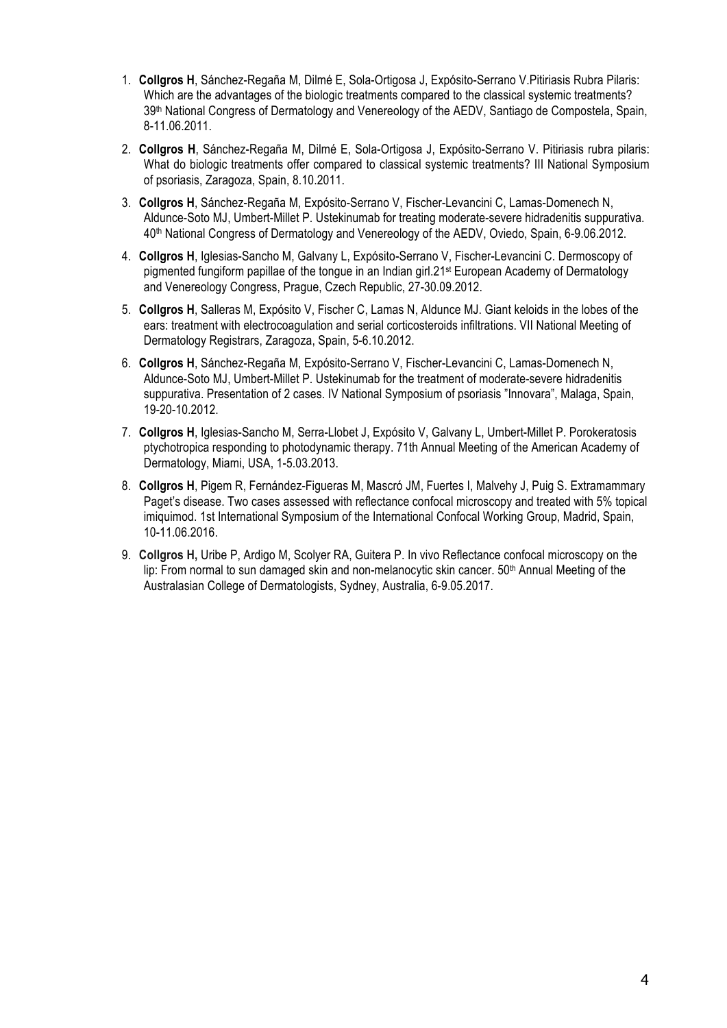1. **Collgros H**, Sánchez-Regaña M, Dilmé E, Sola-Ortigosa J, Expósito-Serrano V.Pitiriasis Rubra Pilaris: Which are the advantages of the biologic treatments compared to the classical systemic treatments? 39th National Congress of Dermatology and Venereology of the AEDV, Santiago de Compostela, Spain, 8-11.06.2011.
2. **Collgros H**, Sánchez-Regaña M, Dilmé E, Sola-Ortigosa J, Expósito-Serrano V. Pitiriasis rubra pilaris: What do biologic treatments offer compared to classical systemic treatments? III National Symposium of psoriasis, Zaragoza, Spain, 8.10.2011.
3. **Collgros H**, Sánchez-Regaña M, Expósito-Serrano V, Fischer-Levancini C, Lamas-Domenech N, Aldunce-Soto MJ, Umbert-Millet P. Ustekinumab for treating moderate-severe hidradenitis suppurativa. 40th National Congress of Dermatology and Venereology of the AEDV, Oviedo, Spain, 6-9.06.2012.
4. **Collgros H**, Iglesias-Sancho M, Galvany L, Expósito-Serrano V, Fischer-Levancini C. Dermoscopy of pigmented fungiform papillae of the tongue in an Indian girl.21st European Academy of Dermatology and Venereology Congress, Prague, Czech Republic, 27-30.09.2012.
5. **Collgros H**, Salleras M, Expósito V, Fischer C, Lamas N, Aldunce MJ. Giant keloids in the lobes of the ears: treatment with electrocoagulation and serial corticosteroids infiltrations. VII National Meeting of Dermatology Registrars, Zaragoza, Spain, 5-6.10.2012.
6. **Collgros H**, Sánchez-Regaña M, Expósito-Serrano V, Fischer-Levancini C, Lamas-Domenech N, Aldunce-Soto MJ, Umbert-Millet P. Ustekinumab for the treatment of moderate-severe hidradenitis suppurativa. Presentation of 2 cases. IV National Symposium of psoriasis "Innovara", Malaga, Spain, 19-20-10.2012.
7. **Collgros H**, Iglesias-Sancho M, Serra-Llobet J, Expósito V, Galvany L, Umbert-Millet P. Porokeratosis ptychotropica responding to photodynamic therapy. 71th Annual Meeting of the American Academy of Dermatology, Miami, USA, 1-5.03.2013.
8. **Collgros H**, Pigem R, Fernández-Figueras M, Mascró JM, Fuertes I, Malvehy J, Puig S. Extramammary Paget's disease. Two cases assessed with reflectance confocal microscopy and treated with 5% topical imiquimod. 1st International Symposium of the International Confocal Working Group, Madrid, Spain, 10-11.06.2016.
9. **Collgros H,** Uribe P, Ardigo M, Scolyer RA, Guitera P. In vivo Reflectance confocal microscopy on the lip: From normal to sun damaged skin and non-melanocytic skin cancer. 50th Annual Meeting of the Australasian College of Dermatologists, Sydney, Australia, 6-9.05.2017.